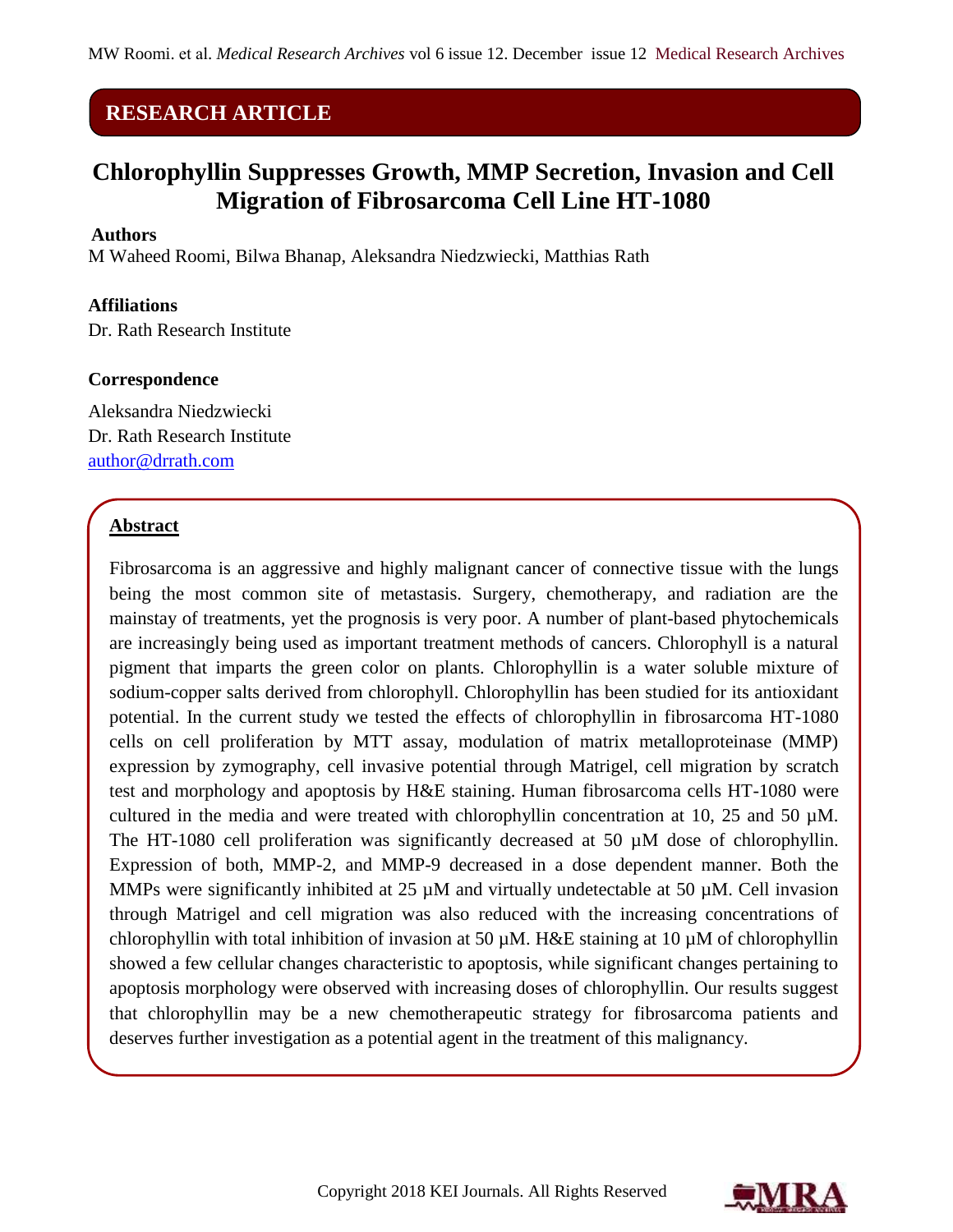**RESEARCH ARTICLE**

# Chlorophyllin Suppresses Growth, MMP Secretion, Invasion and Cell Migration of Fibrosarcoma Cell Line HT-1080

**Authors**

M Waheed Roomi, Bilwa Bhanap, Aleksandra Niedzwiecki, Matthias Rath

**Affiliations**

Dr. Rath Research Institute

**Correspondence**

Aleksandra Niedzwiecki
Dr. Rath Research Institute
author@drrath.com

## Abstract

Fibrosarcoma is an aggressive and highly malignant cancer of connective tissue with the lungs being the most common site of metastasis. Surgery, chemotherapy, and radiation are the mainstay of treatments, yet the prognosis is very poor. A number of plant-based phytochemicals are increasingly being used as important treatment methods of cancers. Chlorophyll is a natural pigment that imparts the green color on plants. Chlorophyllin is a water soluble mixture of sodium-copper salts derived from chlorophyll. Chlorophyllin has been studied for its antioxidant potential. In the current study we tested the effects of chlorophyllin in fibrosarcoma HT-1080 cells on cell proliferation by MTT assay, modulation of matrix metalloproteinase (MMP) expression by zymography, cell invasive potential through Matrigel, cell migration by scratch test and morphology and apoptosis by H&E staining. Human fibrosarcoma cells HT-1080 were cultured in the media and were treated with chlorophyllin concentration at 10, 25 and 50 µM. The HT-1080 cell proliferation was significantly decreased at 50 µM dose of chlorophyllin. Expression of both, MMP-2, and MMP-9 decreased in a dose dependent manner. Both the MMPs were significantly inhibited at 25 µM and virtually undetectable at 50 µM. Cell invasion through Matrigel and cell migration was also reduced with the increasing concentrations of chlorophyllin with total inhibition of invasion at 50 µM. H&E staining at 10 µM of chlorophyllin showed a few cellular changes characteristic to apoptosis, while significant changes pertaining to apoptosis morphology were observed with increasing doses of chlorophyllin. Our results suggest that chlorophyllin may be a new chemotherapeutic strategy for fibrosarcoma patients and deserves further investigation as a potential agent in the treatment of this malignancy.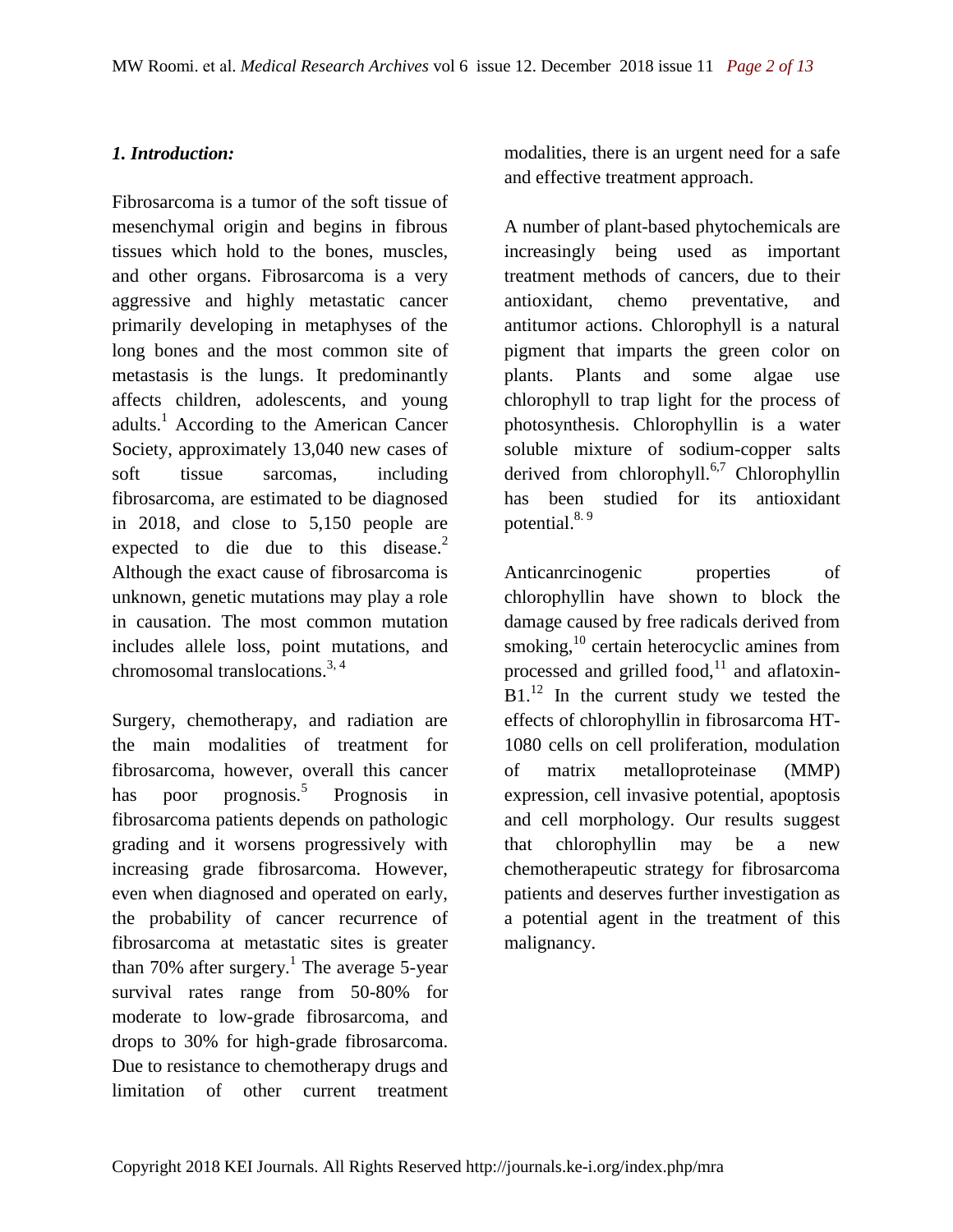### *1. Introduction:*

Fibrosarcoma is a tumor of the soft tissue of mesenchymal origin and begins in fibrous tissues which hold to the bones, muscles, and other organs. Fibrosarcoma is a very aggressive and highly metastatic cancer primarily developing in metaphyses of the long bones and the most common site of metastasis is the lungs. It predominantly affects children, adolescents, and young adults.[1] According to the American Cancer Society, approximately 13,040 new cases of soft tissue sarcomas, including fibrosarcoma, are estimated to be diagnosed in 2018, and close to 5,150 people are expected to die due to this disease.[2] Although the exact cause of fibrosarcoma is unknown, genetic mutations may play a role in causation. The most common mutation includes allele loss, point mutations, and chromosomal translocations.[3, 4]

Surgery, chemotherapy, and radiation are the main modalities of treatment for fibrosarcoma, however, overall this cancer has poor prognosis.[5] Prognosis in fibrosarcoma patients depends on pathologic grading and it worsens progressively with increasing grade fibrosarcoma. However, even when diagnosed and operated on early, the probability of cancer recurrence of fibrosarcoma at metastatic sites is greater than 70% after surgery.[1] The average 5-year survival rates range from 50-80% for moderate to low-grade fibrosarcoma, and drops to 30% for high-grade fibrosarcoma. Due to resistance to chemotherapy drugs and limitation of other current treatment modalities, there is an urgent need for a safe and effective treatment approach.

A number of plant-based phytochemicals are increasingly being used as important treatment methods of cancers, due to their antioxidant, chemo preventative, and antitumor actions. Chlorophyll is a natural pigment that imparts the green color on plants. Plants and some algae use chlorophyll to trap light for the process of photosynthesis. Chlorophyllin is a water soluble mixture of sodium-copper salts derived from chlorophyll.[6,7] Chlorophyllin has been studied for its antioxidant potential.[8, 9]

Anticanrcinogenic properties of chlorophyllin have shown to block the damage caused by free radicals derived from smoking,[10] certain heterocyclic amines from processed and grilled food,[11] and aflatoxin-B1.[12] In the current study we tested the effects of chlorophyllin in fibrosarcoma HT-1080 cells on cell proliferation, modulation of matrix metalloproteinase (MMP) expression, cell invasive potential, apoptosis and cell morphology. Our results suggest that chlorophyllin may be a new chemotherapeutic strategy for fibrosarcoma patients and deserves further investigation as a potential agent in the treatment of this malignancy.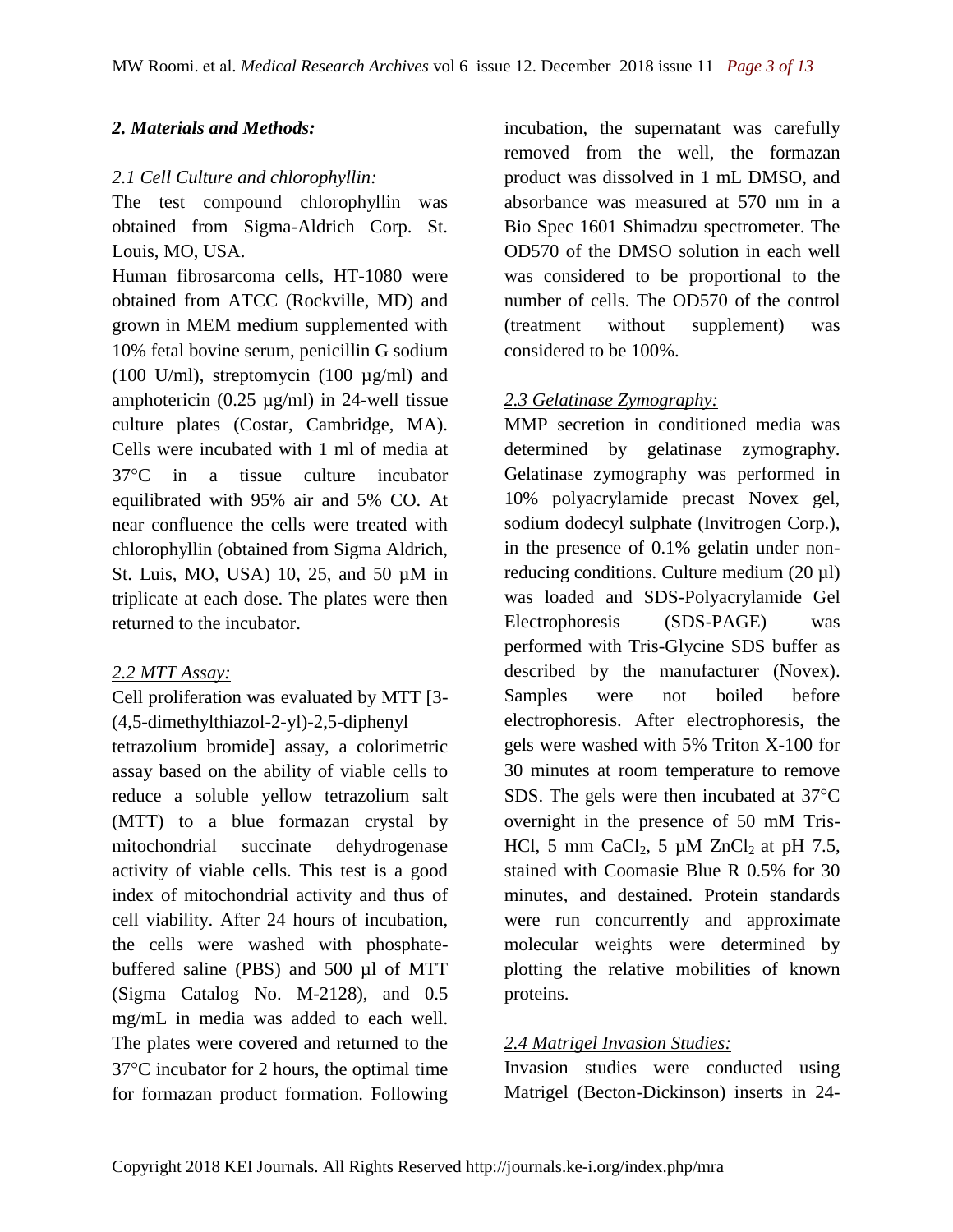## *2. Materials and Methods:*

### 2.1 Cell Culture and chlorophyllin:

The test compound chlorophyllin was obtained from Sigma-Aldrich Corp. St. Louis, MO, USA.

Human fibrosarcoma cells, HT-1080 were obtained from ATCC (Rockville, MD) and grown in MEM medium supplemented with 10% fetal bovine serum, penicillin G sodium (100 U/ml), streptomycin (100 µg/ml) and amphotericin (0.25 µg/ml) in 24-well tissue culture plates (Costar, Cambridge, MA). Cells were incubated with 1 ml of media at 37°C in a tissue culture incubator equilibrated with 95% air and 5% CO. At near confluence the cells were treated with chlorophyllin (obtained from Sigma Aldrich, St. Luis, MO, USA) 10, 25, and 50 µM in triplicate at each dose. The plates were then returned to the incubator.

### 2.2 MTT Assay:

Cell proliferation was evaluated by MTT [3-(4,5-dimethylthiazol-2-yl)-2,5-diphenyl tetrazolium bromide] assay, a colorimetric assay based on the ability of viable cells to reduce a soluble yellow tetrazolium salt (MTT) to a blue formazan crystal by mitochondrial succinate dehydrogenase activity of viable cells. This test is a good index of mitochondrial activity and thus of cell viability. After 24 hours of incubation, the cells were washed with phosphate-buffered saline (PBS) and 500 µl of MTT (Sigma Catalog No. M-2128), and 0.5 mg/mL in media was added to each well. The plates were covered and returned to the 37°C incubator for 2 hours, the optimal time for formazan product formation. Following incubation, the supernatant was carefully removed from the well, the formazan product was dissolved in 1 mL DMSO, and absorbance was measured at 570 nm in a Bio Spec 1601 Shimadzu spectrometer. The OD570 of the DMSO solution in each well was considered to be proportional to the number of cells. The OD570 of the control (treatment without supplement) was considered to be 100%.

### 2.3 Gelatinase Zymography:

MMP secretion in conditioned media was determined by gelatinase zymography. Gelatinase zymography was performed in 10% polyacrylamide precast Novex gel, sodium dodecyl sulphate (Invitrogen Corp.), in the presence of 0.1% gelatin under non-reducing conditions. Culture medium (20 µl) was loaded and SDS-Polyacrylamide Gel Electrophoresis (SDS-PAGE) was performed with Tris-Glycine SDS buffer as described by the manufacturer (Novex). Samples were not boiled before electrophoresis. After electrophoresis, the gels were washed with 5% Triton X-100 for 30 minutes at room temperature to remove SDS. The gels were then incubated at 37°C overnight in the presence of 50 mM Tris-HCl, 5 mm $CaCl_2$, 5 µM $ZnCl_2$ at pH 7.5, stained with Coomasie Blue R 0.5% for 30 minutes, and destained. Protein standards were run concurrently and approximate molecular weights were determined by plotting the relative mobilities of known proteins.

### 2.4 Matrigel Invasion Studies:

Invasion studies were conducted using Matrigel (Becton-Dickinson) inserts in 24-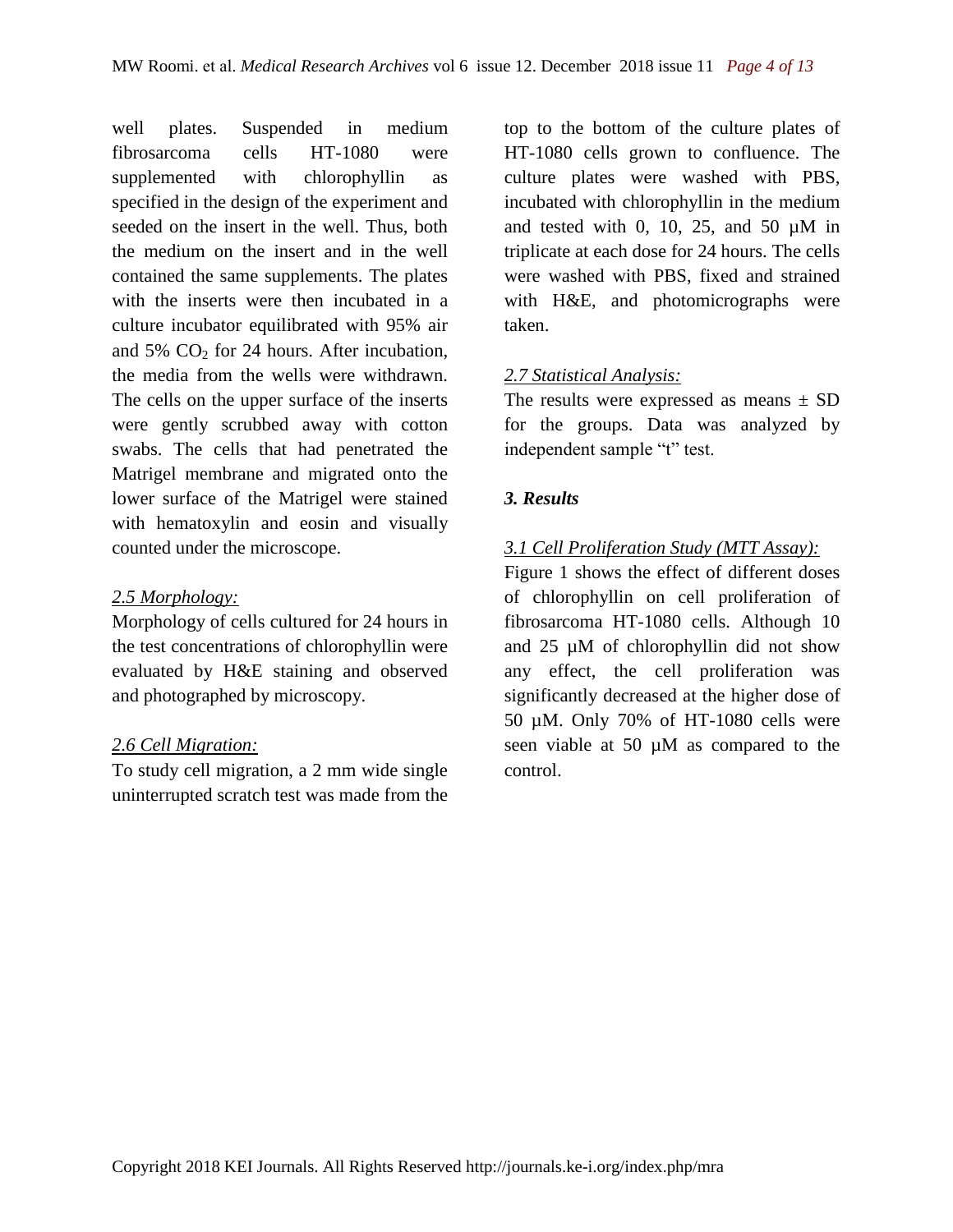well plates. Suspended in medium fibrosarcoma cells HT-1080 were supplemented with chlorophyllin as specified in the design of the experiment and seeded on the insert in the well. Thus, both the medium on the insert and in the well contained the same supplements. The plates with the inserts were then incubated in a culture incubator equilibrated with 95% air and 5% $CO_2$ for 24 hours. After incubation, the media from the wells were withdrawn. The cells on the upper surface of the inserts were gently scrubbed away with cotton swabs. The cells that had penetrated the Matrigel membrane and migrated onto the lower surface of the Matrigel were stained with hematoxylin and eosin and visually counted under the microscope.

### 2.5 Morphology:

Morphology of cells cultured for 24 hours in the test concentrations of chlorophyllin were evaluated by H&E staining and observed and photographed by microscopy.

### 2.6 Cell Migration:

To study cell migration, a 2 mm wide single uninterrupted scratch test was made from the top to the bottom of the culture plates of HT-1080 cells grown to confluence. The culture plates were washed with PBS, incubated with chlorophyllin in the medium and tested with 0, 10, 25, and 50 µM in triplicate at each dose for 24 hours. The cells were washed with PBS, fixed and strained with H&E, and photomicrographs were taken.

### 2.7 Statistical Analysis:

The results were expressed as means ± SD for the groups. Data was analyzed by independent sample "t" test.

## 3. Results

### 3.1 Cell Proliferation Study (MTT Assay):

Figure 1 shows the effect of different doses of chlorophyllin on cell proliferation of fibrosarcoma HT-1080 cells. Although 10 and 25 µM of chlorophyllin did not show any effect, the cell proliferation was significantly decreased at the higher dose of 50 µM. Only 70% of HT-1080 cells were seen viable at 50 µM as compared to the control.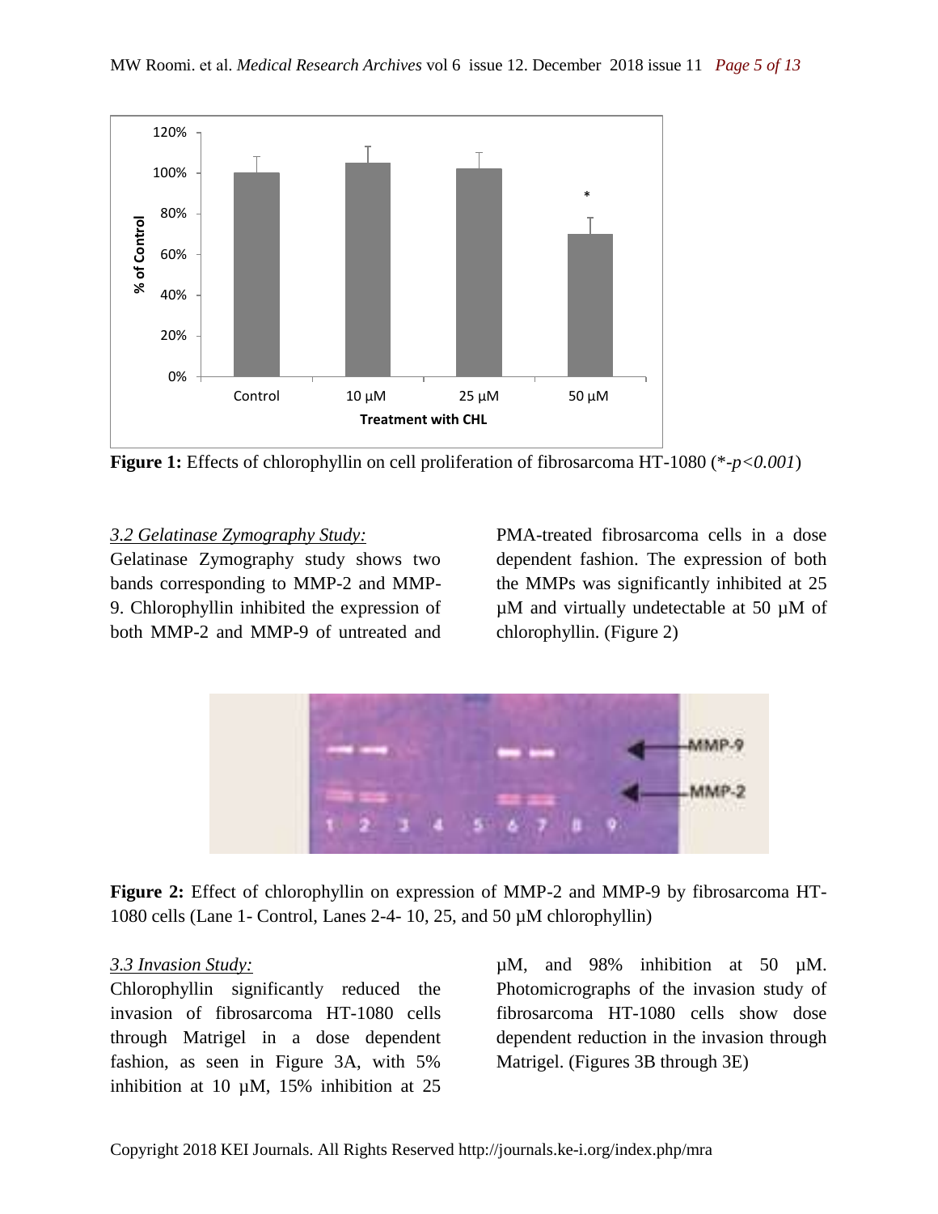**Figure 1:** Effects of chlorophyllin on cell proliferation of fibrosarcoma HT-1080 (*-$p<0.001$)

### 3.2 Gelatinase Zymography Study:

Gelatinase Zymography study shows two bands corresponding to MMP-2 and MMP-9. Chlorophyllin inhibited the expression of both MMP-2 and MMP-9 of untreated and PMA-treated fibrosarcoma cells in a dose dependent fashion. The expression of both the MMPs was significantly inhibited at 25 µM and virtually undetectable at 50 µM of chlorophyllin. (Figure 2)

**Figure 2:** Effect of chlorophyllin on expression of MMP-2 and MMP-9 by fibrosarcoma HT-1080 cells (Lane 1- Control, Lanes 2-4- 10, 25, and 50 µM chlorophyllin)

### 3.3 Invasion Study:

Chlorophyllin significantly reduced the invasion of fibrosarcoma HT-1080 cells through Matrigel in a dose dependent fashion, as seen in Figure 3A, with 5% inhibition at 10 µM, 15% inhibition at 25 µM, and 98% inhibition at 50 µM. Photomicrographs of the invasion study of fibrosarcoma HT-1080 cells show dose dependent reduction in the invasion through Matrigel. (Figures 3B through 3E)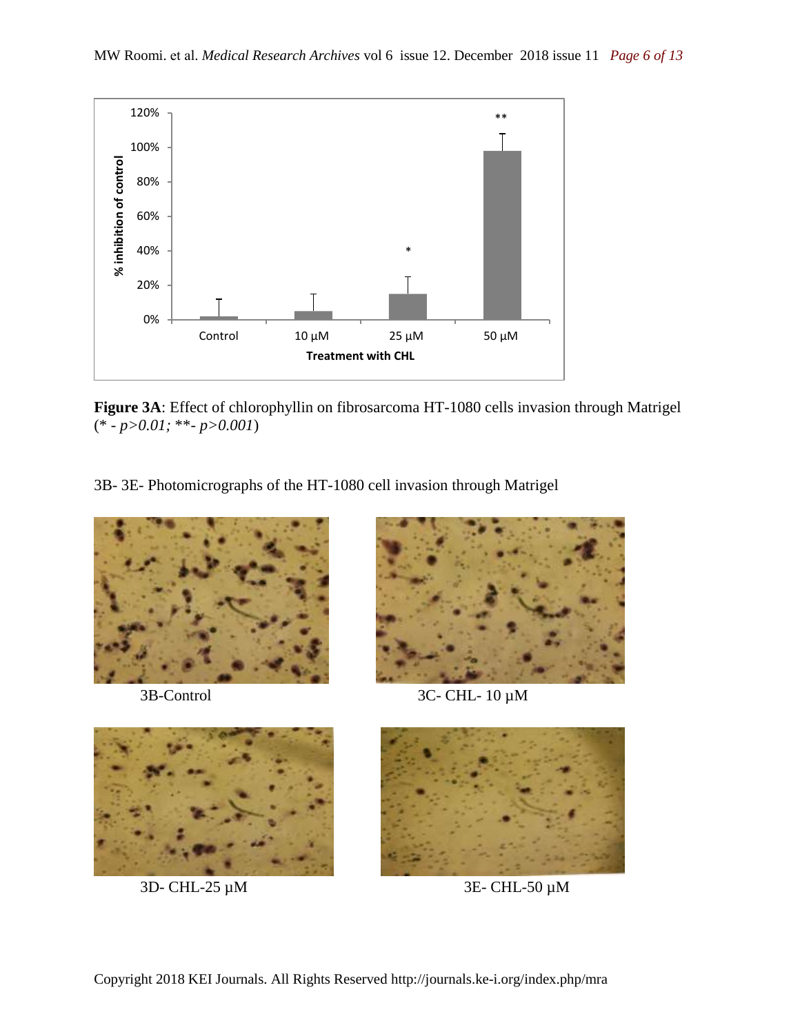**Figure 3A**: Effect of chlorophyllin on fibrosarcoma HT-1080 cells invasion through Matrigel (* - *p>0.01; *\*- p>0.001*)

3B- 3E- Photomicrographs of the HT-1080 cell invasion through Matrigel

3B-Control

3C- CHL- 10 µM

3D- CHL-25 µM

3E- CHL-50 µM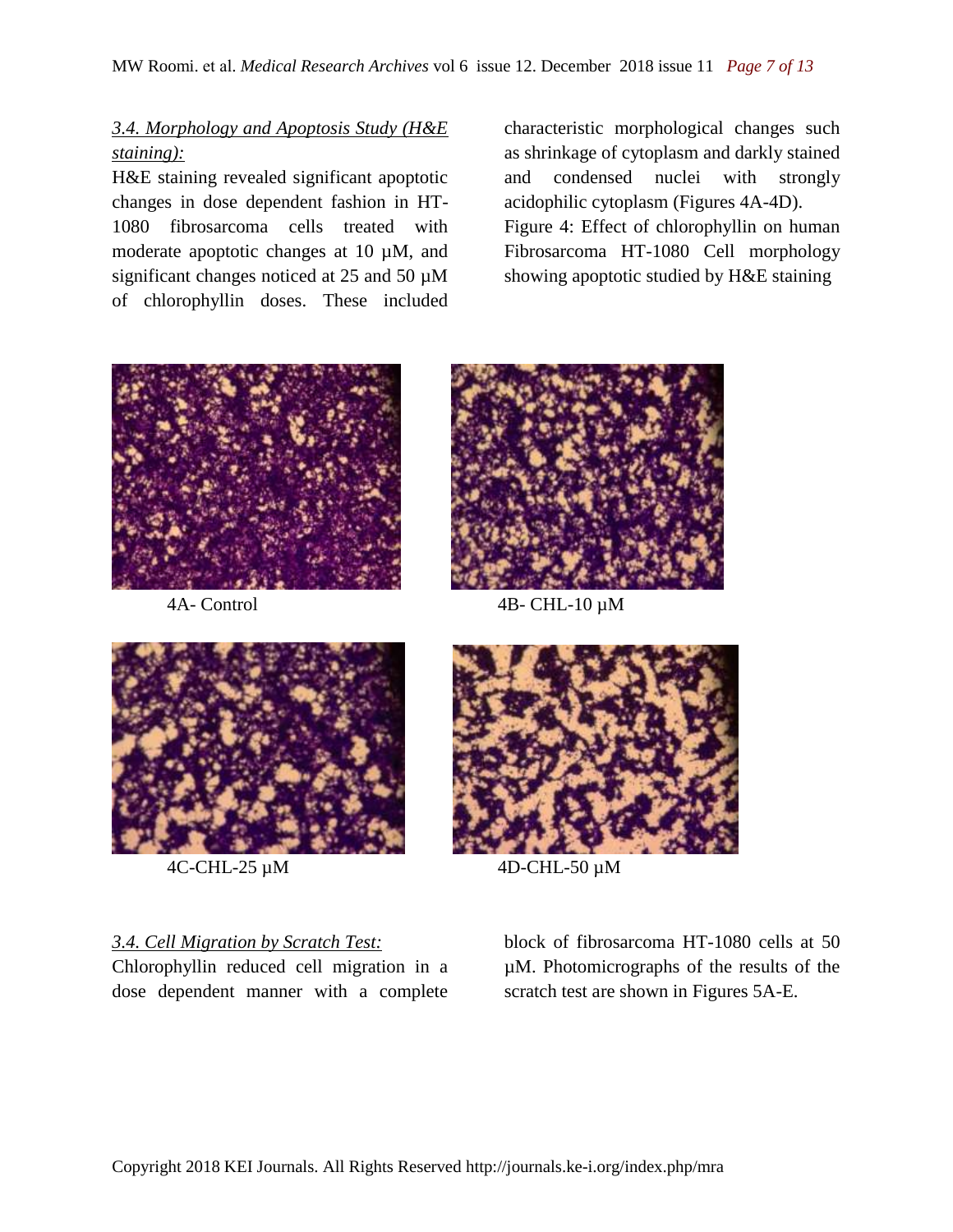### *3.4. Morphology and Apoptosis Study (H&E staining):*

H&E staining revealed significant apoptotic changes in dose dependent fashion in HT-1080 fibrosarcoma cells treated with moderate apoptotic changes at 10 µM, and significant changes noticed at 25 and 50 µM of chlorophyllin doses. These included characteristic morphological changes such as shrinkage of cytoplasm and darkly stained and condensed nuclei with strongly acidophilic cytoplasm (Figures 4A-4D).

Figure 4: Effect of chlorophyllin on human Fibrosarcoma HT-1080 Cell morphology showing apoptotic studied by H&E staining

4A- Control

4B- CHL-10 µM

4C-CHL-25 µM

4D-CHL-50 µM

### *3.4. Cell Migration by Scratch Test:*

Chlorophyllin reduced cell migration in a dose dependent manner with a complete block of fibrosarcoma HT-1080 cells at 50 µM. Photomicrographs of the results of the scratch test are shown in Figures 5A-E.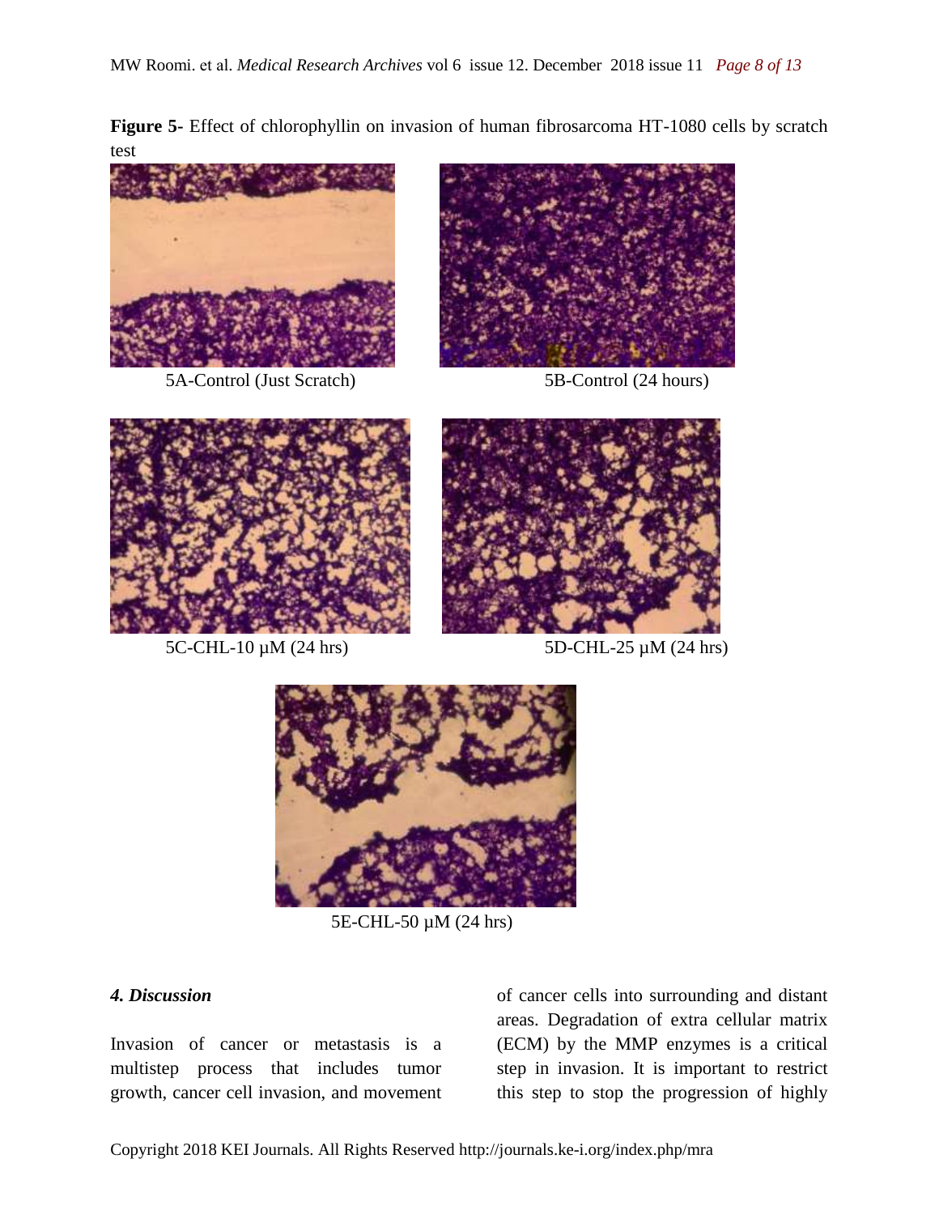**Figure 5**- Effect of chlorophyllin on invasion of human fibrosarcoma HT-1080 cells by scratch test

5A-Control (Just Scratch)

5B-Control (24 hours)

5C-CHL-10 µM (24 hrs)

5D-CHL-25 µM (24 hrs)

5E-CHL-50 µM (24 hrs)

### *4. Discussion*

Invasion of cancer or metastasis is a multistep process that includes tumor growth, cancer cell invasion, and movement of cancer cells into surrounding and distant areas. Degradation of extra cellular matrix (ECM) by the MMP enzymes is a critical step in invasion. It is important to restrict this step to stop the progression of highly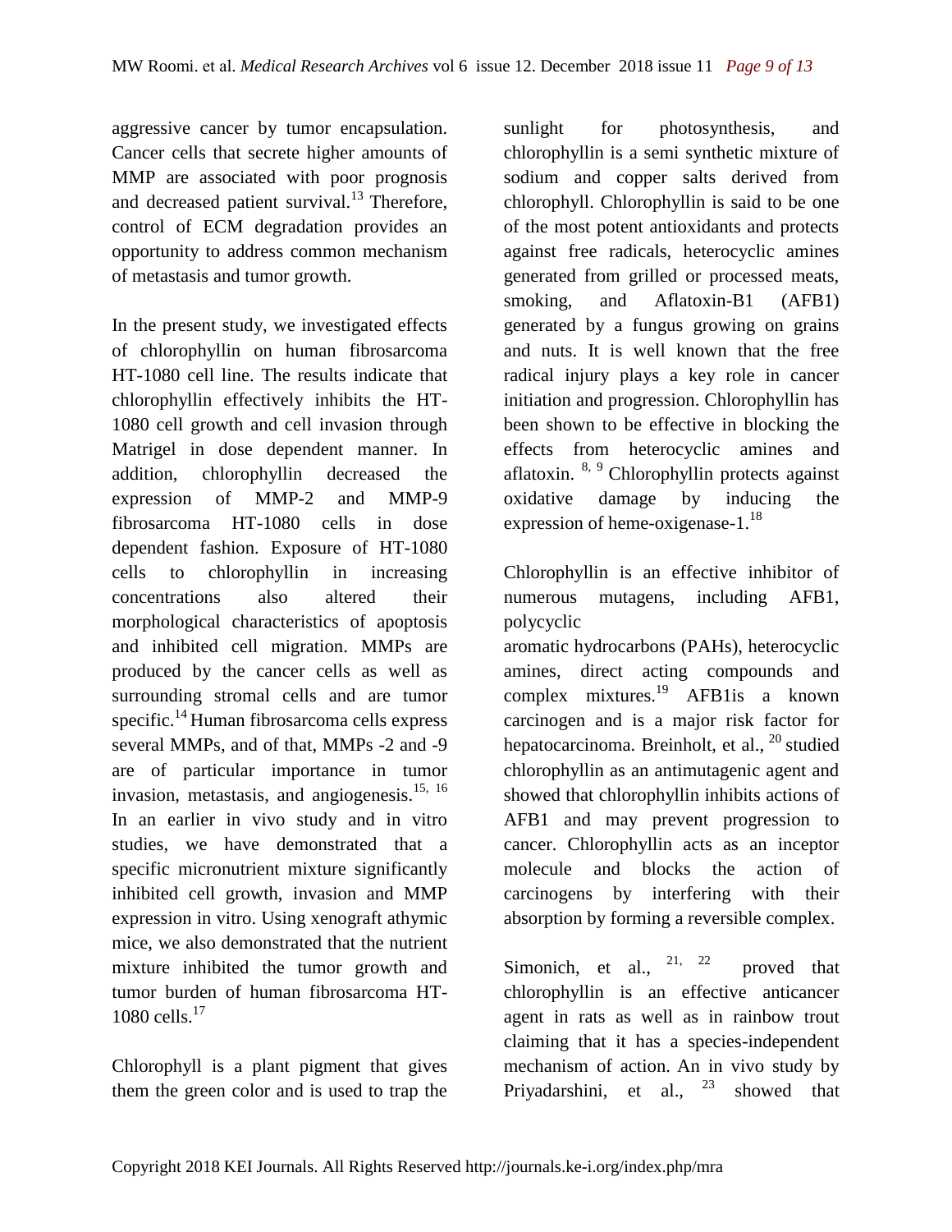aggressive cancer by tumor encapsulation. Cancer cells that secrete higher amounts of MMP are associated with poor prognosis and decreased patient survival.[13] Therefore, control of ECM degradation provides an opportunity to address common mechanism of metastasis and tumor growth.

In the present study, we investigated effects of chlorophyllin on human fibrosarcoma HT-1080 cell line. The results indicate that chlorophyllin effectively inhibits the HT-1080 cell growth and cell invasion through Matrigel in dose dependent manner. In addition, chlorophyllin decreased the expression of MMP-2 and MMP-9 fibrosarcoma HT-1080 cells in dose dependent fashion. Exposure of HT-1080 cells to chlorophyllin in increasing concentrations also altered their morphological characteristics of apoptosis and inhibited cell migration. MMPs are produced by the cancer cells as well as surrounding stromal cells and are tumor specific.[14] Human fibrosarcoma cells express several MMPs, and of that, MMPs -2 and -9 are of particular importance in tumor invasion, metastasis, and angiogenesis.[15, 16] In an earlier in vivo study and in vitro studies, we have demonstrated that a specific micronutrient mixture significantly inhibited cell growth, invasion and MMP expression in vitro. Using xenograft athymic mice, we also demonstrated that the nutrient mixture inhibited the tumor growth and tumor burden of human fibrosarcoma HT-1080 cells.[17]

Chlorophyll is a plant pigment that gives them the green color and is used to trap the sunlight for photosynthesis, and chlorophyllin is a semi synthetic mixture of sodium and copper salts derived from chlorophyll. Chlorophyllin is said to be one of the most potent antioxidants and protects against free radicals, heterocyclic amines generated from grilled or processed meats, smoking, and Aflatoxin-B1 (AFB1) generated by a fungus growing on grains and nuts. It is well known that the free radical injury plays a key role in cancer initiation and progression. Chlorophyllin has been shown to be effective in blocking the effects from heterocyclic amines and aflatoxin. [8, 9] Chlorophyllin protects against oxidative damage by inducing the expression of heme-oxigenase-1.[18]

Chlorophyllin is an effective inhibitor of numerous mutagens, including AFB1, polycyclic aromatic hydrocarbons (PAHs), heterocyclic amines, direct acting compounds and complex mixtures.[19] AFB1is a known carcinogen and is a major risk factor for hepatocarcinoma. Breinholt, et al., [20] studied chlorophyllin as an antimutagenic agent and showed that chlorophyllin inhibits actions of AFB1 and may prevent progression to cancer. Chlorophyllin acts as an inceptor molecule and blocks the action of carcinogens by interfering with their absorption by forming a reversible complex.

Simonich, et al., [21, 22] proved that chlorophyllin is an effective anticancer agent in rats as well as in rainbow trout claiming that it has a species-independent mechanism of action. An in vivo study by Priyadarshini, et al., [23] showed that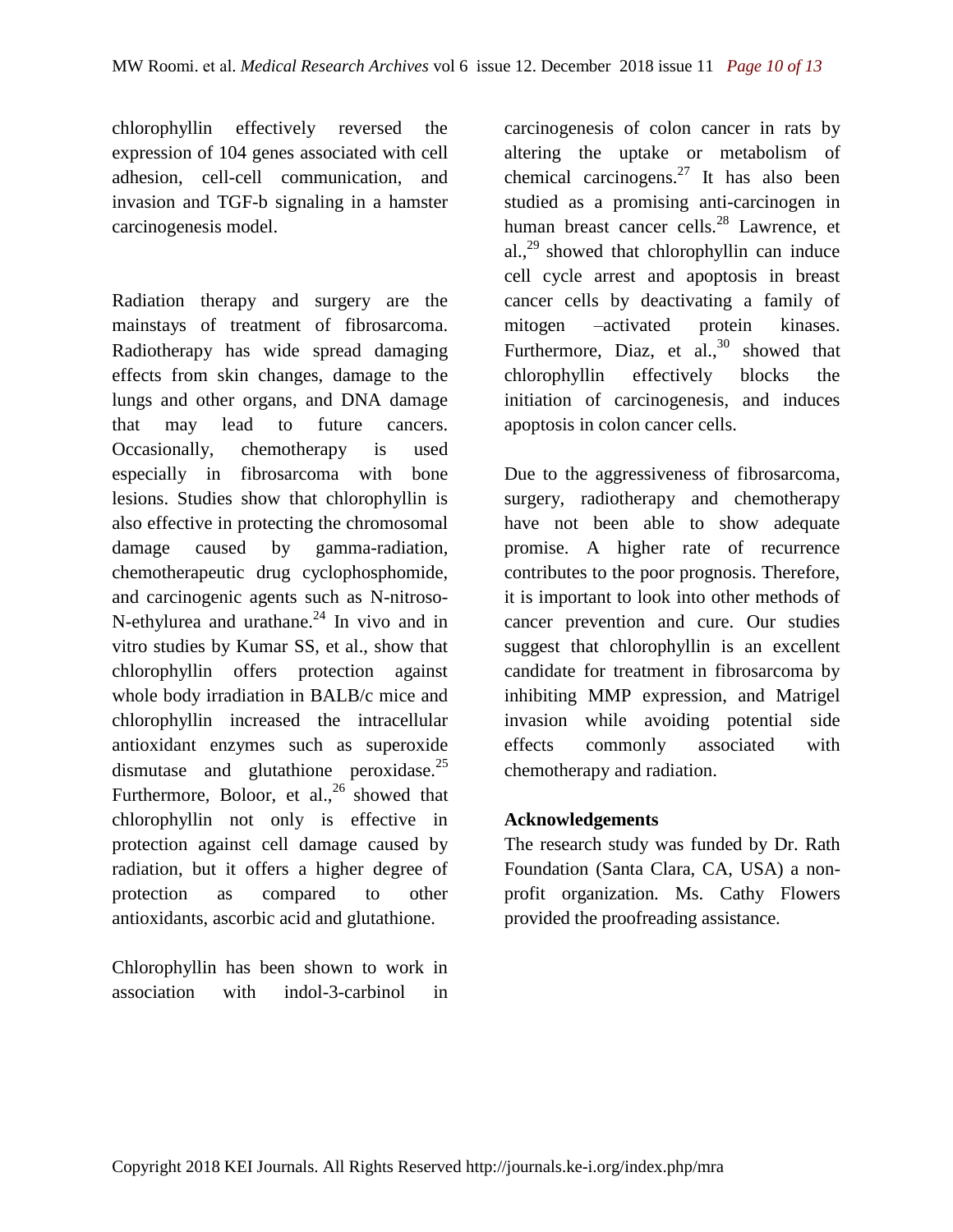chlorophyllin effectively reversed the expression of 104 genes associated with cell adhesion, cell-cell communication, and invasion and TGF-b signaling in a hamster carcinogenesis model.

Radiation therapy and surgery are the mainstays of treatment of fibrosarcoma. Radiotherapy has wide spread damaging effects from skin changes, damage to the lungs and other organs, and DNA damage that may lead to future cancers. Occasionally, chemotherapy is used especially in fibrosarcoma with bone lesions. Studies show that chlorophyllin is also effective in protecting the chromosomal damage caused by gamma-radiation, chemotherapeutic drug cyclophosphomide, and carcinogenic agents such as N-nitroso-N-ethylurea and urathane.[24] In vivo and in vitro studies by Kumar SS, et al., show that chlorophyllin offers protection against whole body irradiation in BALB/c mice and chlorophyllin increased the intracellular antioxidant enzymes such as superoxide dismutase and glutathione peroxidase.[25] Furthermore, Boloor, et al.,[26] showed that chlorophyllin not only is effective in protection against cell damage caused by radiation, but it offers a higher degree of protection as compared to other antioxidants, ascorbic acid and glutathione.

Chlorophyllin has been shown to work in association with indol-3-carbinol in carcinogenesis of colon cancer in rats by altering the uptake or metabolism of chemical carcinogens.[27] It has also been studied as a promising anti-carcinogen in human breast cancer cells.[28] Lawrence, et al.,[29] showed that chlorophyllin can induce cell cycle arrest and apoptosis in breast cancer cells by deactivating a family of mitogen –activated protein kinases. Furthermore, Diaz, et al.,[30] showed that chlorophyllin effectively blocks the initiation of carcinogenesis, and induces apoptosis in colon cancer cells.

Due to the aggressiveness of fibrosarcoma, surgery, radiotherapy and chemotherapy have not been able to show adequate promise. A higher rate of recurrence contributes to the poor prognosis. Therefore, it is important to look into other methods of cancer prevention and cure. Our studies suggest that chlorophyllin is an excellent candidate for treatment in fibrosarcoma by inhibiting MMP expression, and Matrigel invasion while avoiding potential side effects commonly associated with chemotherapy and radiation.

## Acknowledgements

The research study was funded by Dr. Rath Foundation (Santa Clara, CA, USA) a non-profit organization. Ms. Cathy Flowers provided the proofreading assistance.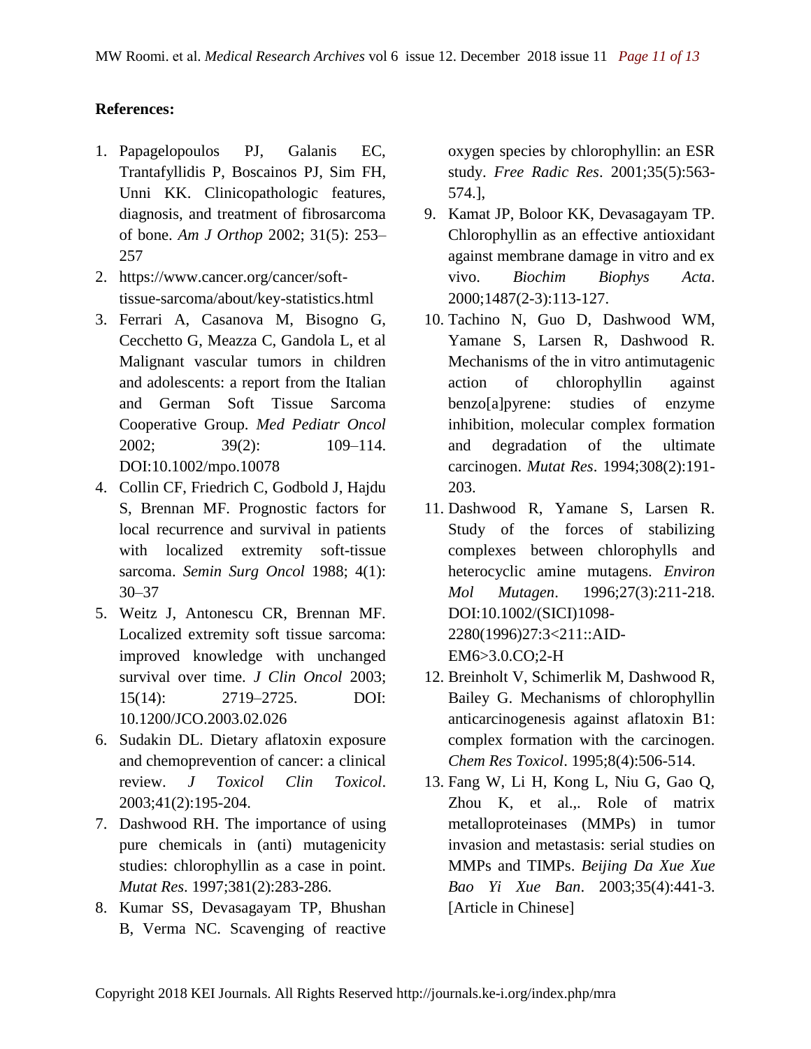**References:**

1. Papagelopoulos PJ, Galanis EC, Trantafyllidis P, Boscainos PJ, Sim FH, Unni KK. Clinicopathologic features, diagnosis, and treatment of fibrosarcoma of bone. *Am J Orthop* 2002; 31(5): 253–257
2. https://www.cancer.org/cancer/soft-tissue-sarcoma/about/key-statistics.html
3. Ferrari A, Casanova M, Bisogno G, Cecchetto G, Meazza C, Gandola L, et al Malignant vascular tumors in children and adolescents: a report from the Italian and German Soft Tissue Sarcoma Cooperative Group. *Med Pediatr Oncol* 2002; 39(2): 109–114. DOI:10.1002/mpo.10078
4. Collin CF, Friedrich C, Godbold J, Hajdu S, Brennan MF. Prognostic factors for local recurrence and survival in patients with localized extremity soft-tissue sarcoma. *Semin Surg Oncol* 1988; 4(1): 30–37
5. Weitz J, Antonescu CR, Brennan MF. Localized extremity soft tissue sarcoma: improved knowledge with unchanged survival over time. *J Clin Oncol* 2003; 15(14): 2719–2725. DOI: 10.1200/JCO.2003.02.026
6. Sudakin DL. Dietary aflatoxin exposure and chemoprevention of cancer: a clinical review. *J Toxicol Clin Toxicol*. 2003;41(2):195-204.
7. Dashwood RH. The importance of using pure chemicals in (anti) mutagenicity studies: chlorophyllin as a case in point. *Mutat Res*. 1997;381(2):283-286.
8. Kumar SS, Devasagayam TP, Bhushan B, Verma NC. Scavenging of reactive oxygen species by chlorophyllin: an ESR study. *Free Radic Res*. 2001;35(5):563-574.],
9. Kamat JP, Boloor KK, Devasagayam TP. Chlorophyllin as an effective antioxidant against membrane damage in vitro and ex vivo. *Biochim Biophys Acta*. 2000;1487(2-3):113-127.
10. Tachino N, Guo D, Dashwood WM, Yamane S, Larsen R, Dashwood R. Mechanisms of the in vitro antimutagenic action of chlorophyllin against benzo[a]pyrene: studies of enzyme inhibition, molecular complex formation and degradation of the ultimate carcinogen. *Mutat Res*. 1994;308(2):191-203.
11. Dashwood R, Yamane S, Larsen R. Study of the forces of stabilizing complexes between chlorophylls and heterocyclic amine mutagens. *Environ Mol Mutagen*. 1996;27(3):211-218. DOI:10.1002/(SICI)1098-2280(1996)27:3<211::AID-EM6>3.0.CO;2-H
12. Breinholt V, Schimerlik M, Dashwood R, Bailey G. Mechanisms of chlorophyllin anticarcinogenesis against aflatoxin B1: complex formation with the carcinogen. *Chem Res Toxicol*. 1995;8(4):506-514.
13. Fang W, Li H, Kong L, Niu G, Gao Q, Zhou K, et al.,. Role of matrix metalloproteinases (MMPs) in tumor invasion and metastasis: serial studies on MMPs and TIMPs. *Beijing Da Xue Xue Bao Yi Xue Ban*. 2003;35(4):441-3. [Article in Chinese]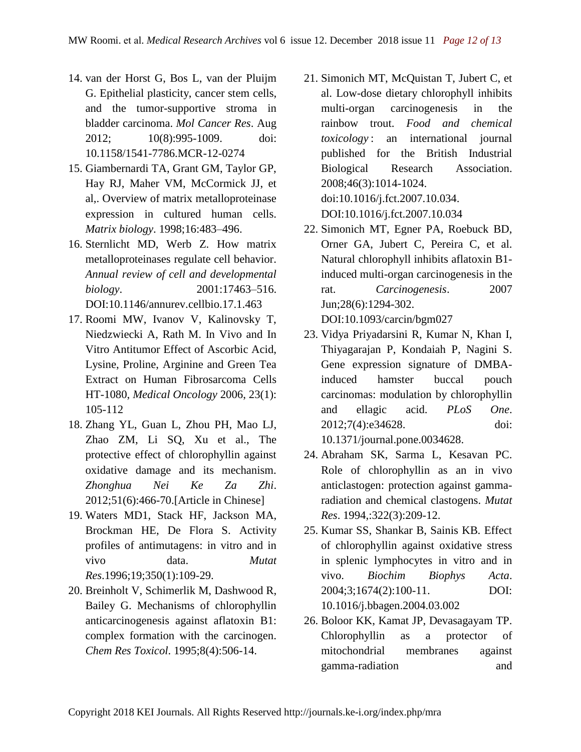14. van der Horst G, Bos L, van der Pluijm G. Epithelial plasticity, cancer stem cells, and the tumor-supportive stroma in bladder carcinoma. *Mol Cancer Res*. Aug 2012; 10(8):995-1009. doi: 10.1158/1541-7786.MCR-12-0274
15. Giambernardi TA, Grant GM, Taylor GP, Hay RJ, Maher VM, McCormick JJ, et al,. Overview of matrix metalloproteinase expression in cultured human cells. *Matrix biology*. 1998;16:483–496.
16. Sternlicht MD, Werb Z. How matrix metalloproteinases regulate cell behavior. *Annual review of cell and developmental biology*. 2001:17463–516. DOI:10.1146/annurev.cellbio.17.1.463
17. Roomi MW, Ivanov V, Kalinovsky T, Niedzwiecki A, Rath M. In Vivo and In Vitro Antitumor Effect of Ascorbic Acid, Lysine, Proline, Arginine and Green Tea Extract on Human Fibrosarcoma Cells HT-1080, *Medical Oncology* 2006, 23(1): 105-112
18. Zhang YL, Guan L, Zhou PH, Mao LJ, Zhao ZM, Li SQ, Xu et al., The protective effect of chlorophyllin against oxidative damage and its mechanism. *Zhonghua Nei Ke Za Zhi*. 2012;51(6):466-70.[Article in Chinese]
19. Waters MD1, Stack HF, Jackson MA, Brockman HE, De Flora S. Activity profiles of antimutagens: in vitro and in vivo data. *Mutat Res*.1996;19;350(1):109-29.
20. Breinholt V, Schimerlik M, Dashwood R, Bailey G. Mechanisms of chlorophyllin anticarcinogenesis against aflatoxin B1: complex formation with the carcinogen. *Chem Res Toxicol*. 1995;8(4):506-14.
21. Simonich MT, McQuistan T, Jubert C, et al. Low-dose dietary chlorophyll inhibits multi-organ carcinogenesis in the rainbow trout. *Food and chemical toxicology* : an international journal published for the British Industrial Biological Research Association. 2008;46(3):1014-1024. doi:10.1016/j.fct.2007.10.034. DOI:10.1016/j.fct.2007.10.034
22. Simonich MT, Egner PA, Roebuck BD, Orner GA, Jubert C, Pereira C, et al. Natural chlorophyll inhibits aflatoxin B1-induced multi-organ carcinogenesis in the rat. *Carcinogenesis*. 2007 Jun;28(6):1294-302. DOI:10.1093/carcin/bgm027
23. Vidya Priyadarsini R, Kumar N, Khan I, Thiyagarajan P, Kondaiah P, Nagini S. Gene expression signature of DMBA-induced hamster buccal pouch carcinomas: modulation by chlorophyllin and ellagic acid. *PLoS One*. 2012;7(4):e34628. doi: 10.1371/journal.pone.0034628.
24. Abraham SK, Sarma L, Kesavan PC. Role of chlorophyllin as an in vivo anticlastogen: protection against gamma-radiation and chemical clastogens. *Mutat Res*. 1994,:322(3):209-12.
25. Kumar SS, Shankar B, Sainis KB. Effect of chlorophyllin against oxidative stress in splenic lymphocytes in vitro and in vivo. *Biochim Biophys Acta*. 2004;3;1674(2):100-11. DOI: 10.1016/j.bbagen.2004.03.002
26. Boloor KK, Kamat JP, Devasagayam TP. Chlorophyllin as a protector of mitochondrial membranes against gamma-radiation and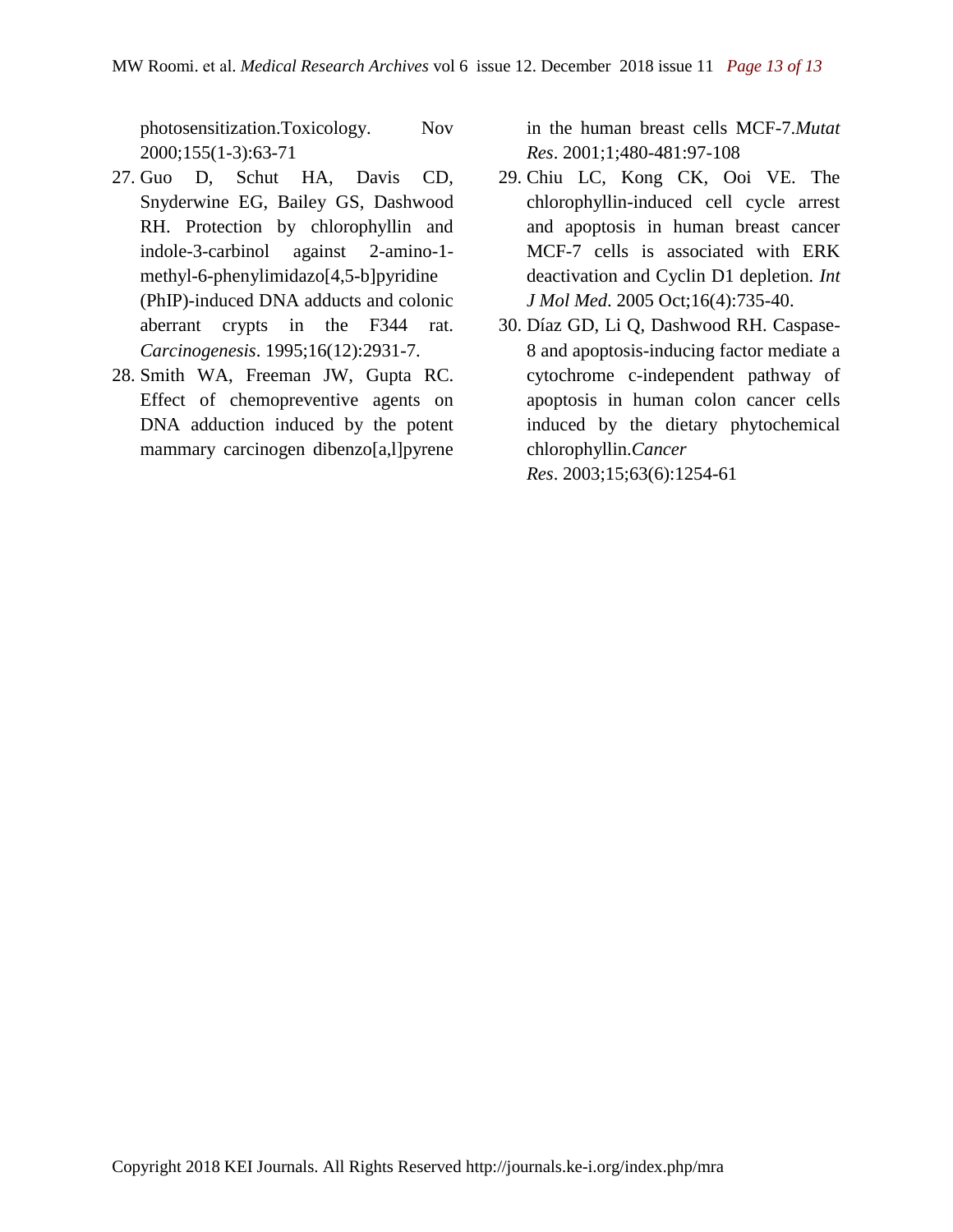photosensitization.Toxicology. Nov 2000;155(1-3):63-71

27. Guo D, Schut HA, Davis CD, Snyderwine EG, Bailey GS, Dashwood RH. Protection by chlorophyllin and indole-3-carbinol against 2-amino-1-methyl-6-phenylimidazo[4,5-b]pyridine (PhIP)-induced DNA adducts and colonic aberrant crypts in the F344 rat. *Carcinogenesis*. 1995;16(12):2931-7.
28. Smith WA, Freeman JW, Gupta RC. Effect of chemopreventive agents on DNA adduction induced by the potent mammary carcinogen dibenzo[a,l]pyrene in the human breast cells MCF-7.*Mutat Res*. 2001;1;480-481:97-108
29. Chiu LC, Kong CK, Ooi VE. The chlorophyllin-induced cell cycle arrest and apoptosis in human breast cancer MCF-7 cells is associated with ERK deactivation and Cyclin D1 depletion. *Int J Mol Med*. 2005 Oct;16(4):735-40.
30. Díaz GD, Li Q, Dashwood RH. Caspase-8 and apoptosis-inducing factor mediate a cytochrome c-independent pathway of apoptosis in human colon cancer cells induced by the dietary phytochemical chlorophyllin.*Cancer Res*. 2003;15;63(6):1254-61